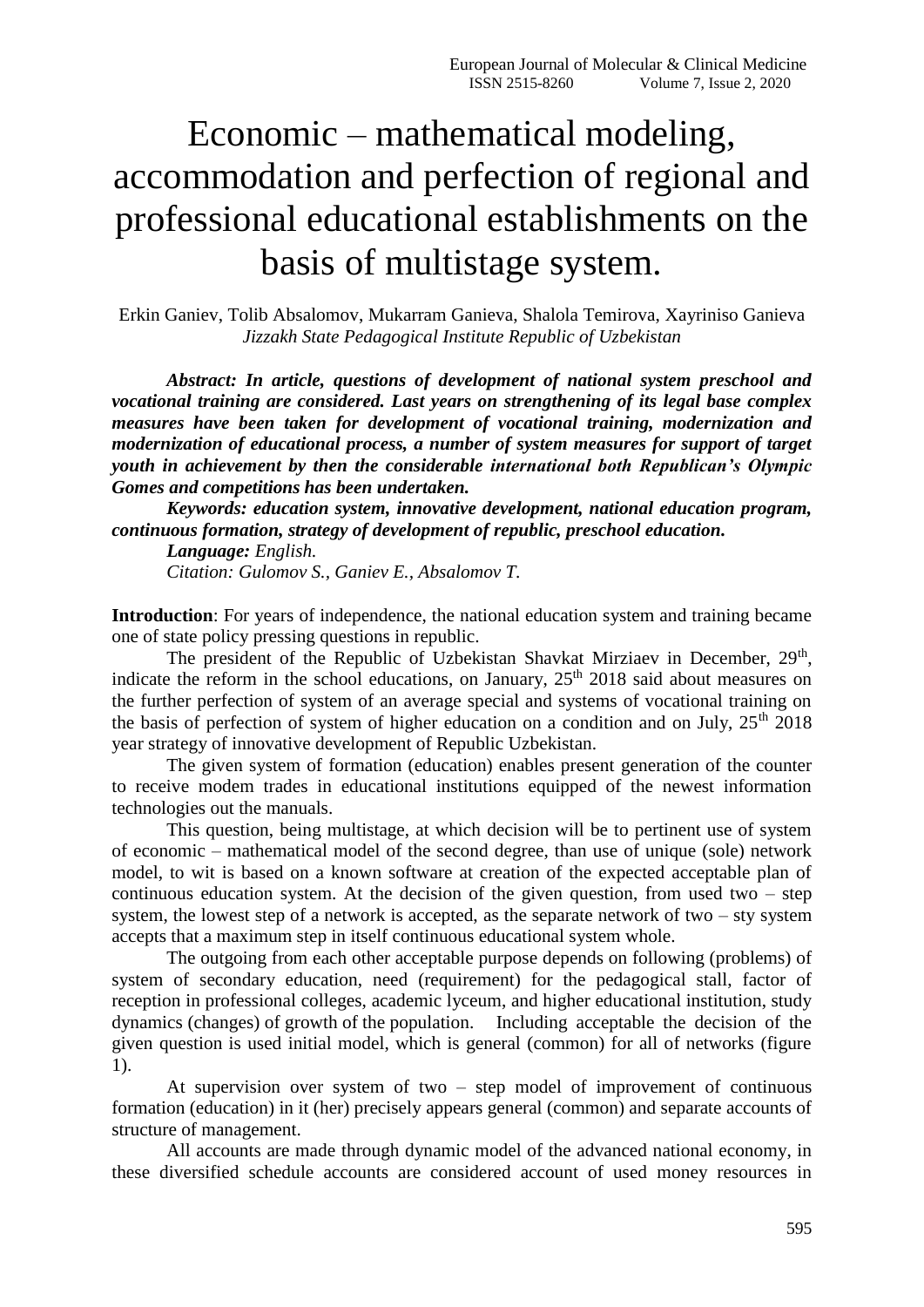# Economic – mathematical modeling, accommodation and perfection of regional and professional educational establishments on the basis of multistage system.

Erkin Ganiev, Tolib Absalomov, Mukarram Ganieva, Shalola Temirova, Xayriniso Ganieva
*Jizzakh State Pedagogical Institute Republic of Uzbekistan*

***Abstract: In article, questions of development of national system preschool and vocational training are considered. Last years on strengthening of its legal base complex measures have been taken for development of vocational training, modernization and modernization of educational process, a number of system measures for support of target youth in achievement by then the considerable international both Republican's Olympic Gomes and competitions has been undertaken.***

***Keywords: education system, innovative development, national education program, continuous formation, strategy of development of republic, preschool education.***

***Language:*** *English.*

*Citation: Gulomov S., Ganiev E., Absalomov T.*

**Introduction**: For years of independence, the national education system and training became one of state policy pressing questions in republic.

The president of the Republic of Uzbekistan Shavkat Mirziaev in December, 29th, indicate the reform in the school educations, on January, 25th 2018 said about measures on the further perfection of system of an average special and systems of vocational training on the basis of perfection of system of higher education on a condition and on July, 25th 2018 year strategy of innovative development of Republic Uzbekistan.

The given system of formation (education) enables present generation of the counter to receive modem trades in educational institutions equipped of the newest information technologies out the manuals.

This question, being multistage, at which decision will be to pertinent use of system of economic – mathematical model of the second degree, than use of unique (sole) network model, to wit is based on a known software at creation of the expected acceptable plan of continuous education system. At the decision of the given question, from used two – step system, the lowest step of a network is accepted, as the separate network of two – sty system accepts that a maximum step in itself continuous educational system whole.

The outgoing from each other acceptable purpose depends on following (problems) of system of secondary education, need (requirement) for the pedagogical stall, factor of reception in professional colleges, academic lyceum, and higher educational institution, study dynamics (changes) of growth of the population. Including acceptable the decision of the given question is used initial model, which is general (common) for all of networks (figure 1).

At supervision over system of two – step model of improvement of continuous formation (education) in it (her) precisely appears general (common) and separate accounts of structure of management.

All accounts are made through dynamic model of the advanced national economy, in these diversified schedule accounts are considered account of used money resources in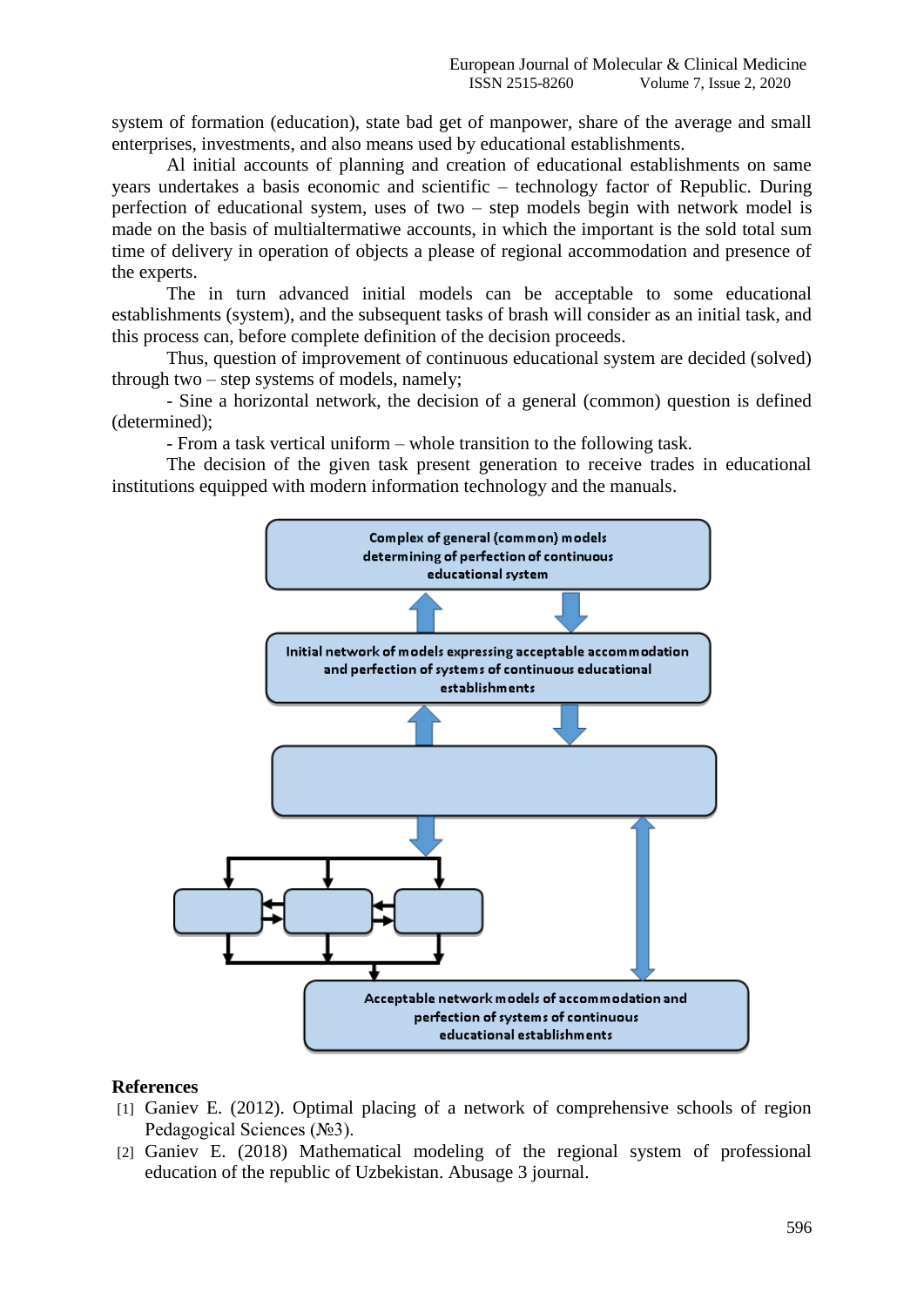system of formation (education), state bad get of manpower, share of the average and small enterprises, investments, and also means used by educational establishments.

Al initial accounts of planning and creation of educational establishments on same years undertakes a basis economic and scientific – technology factor of Republic. During perfection of educational system, uses of two – step models begin with network model is made on the basis of multialtermatiwe accounts, in which the important is the sold total sum time of delivery in operation of objects a please of regional accommodation and presence of the experts.

The in turn advanced initial models can be acceptable to some educational establishments (system), and the subsequent tasks of brash will consider as an initial task, and this process can, before complete definition of the decision proceeds.

Thus, question of improvement of continuous educational system are decided (solved) through two – step systems of models, namely;

- Sine a horizontal network, the decision of a general (common) question is defined (determined);
- From a task vertical uniform – whole transition to the following task.

The decision of the given task present generation to receive trades in educational institutions equipped with modern information technology and the manuals.

Complex of general (common) models determining of perfection of continuous educational system

Initial network of models expressing acceptable accommodation and perfection of systems of continuous educational establishments

Acceptable network models of accommodation and perfection of systems of continuous educational establishments

## References

[1] Ganiev E. (2012). Optimal placing of a network of comprehensive schools of region Pedagogical Sciences (№3).

[2] Ganiev E. (2018) Mathematical modeling of the regional system of professional education of the republic of Uzbekistan. Abusage 3 journal.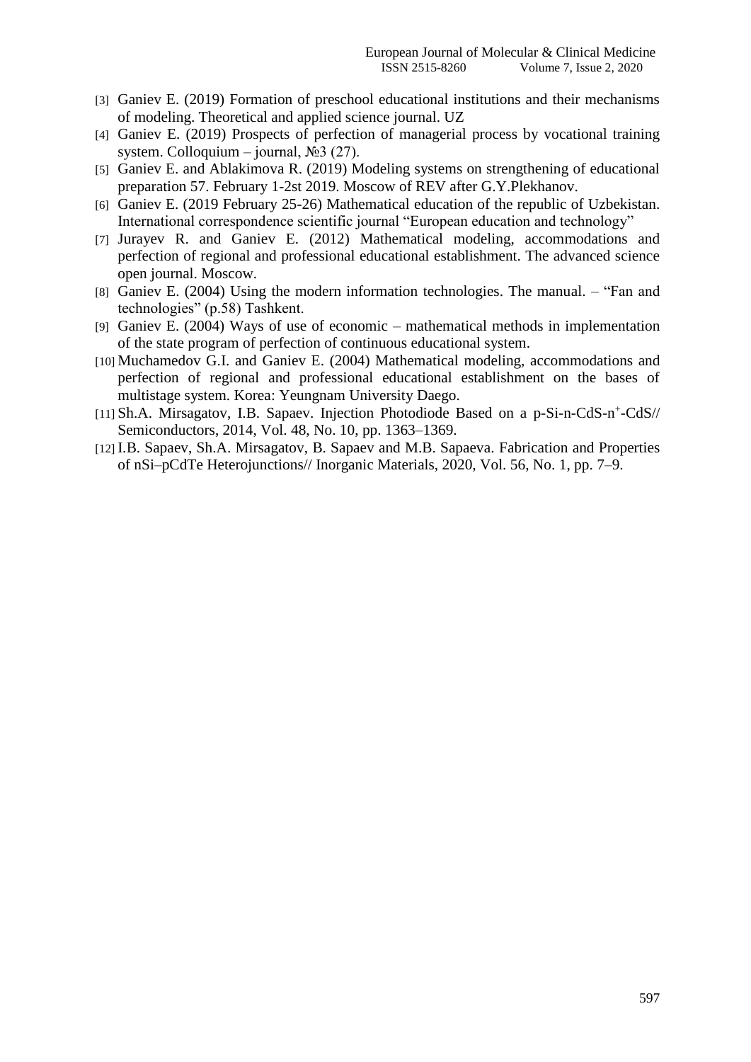[3] Ganiev E. (2019) Formation of preschool educational institutions and their mechanisms of modeling. Theoretical and applied science journal. UZ

[4] Ganiev E. (2019) Prospects of perfection of managerial process by vocational training system. Colloquium – journal, №3 (27).

[5] Ganiev E. and Ablakimova R. (2019) Modeling systems on strengthening of educational preparation 57. February 1-2st 2019. Moscow of REV after G.Y.Plekhanov.

[6] Ganiev E. (2019 February 25-26) Mathematical education of the republic of Uzbekistan. International correspondence scientific journal "European education and technology"

[7] Jurayev R. and Ganiev E. (2012) Mathematical modeling, accommodations and perfection of regional and professional educational establishment. The advanced science open journal. Moscow.

[8] Ganiev E. (2004) Using the modern information technologies. The manual. – "Fan and technologies" (p.58) Tashkent.

[9] Ganiev E. (2004) Ways of use of economic – mathematical methods in implementation of the state program of perfection of continuous educational system.

[10] Muchamedov G.I. and Ganiev E. (2004) Mathematical modeling, accommodations and perfection of regional and professional educational establishment on the bases of multistage system. Korea: Yeungnam University Daego.

[11] Sh.A. Mirsagatov, I.B. Sapaev. Injection Photodiode Based on a p-Si-n-CdS-$n^+$-CdS// Semiconductors, 2014, Vol. 48, No. 10, pp. 1363–1369.

[12] I.B. Sapaev, Sh.A. Mirsagatov, B. Sapaev and M.B. Sapaeva. Fabrication and Properties of nSi–pCdTe Heterojunctions// Inorganic Materials, 2020, Vol. 56, No. 1, pp. 7–9.